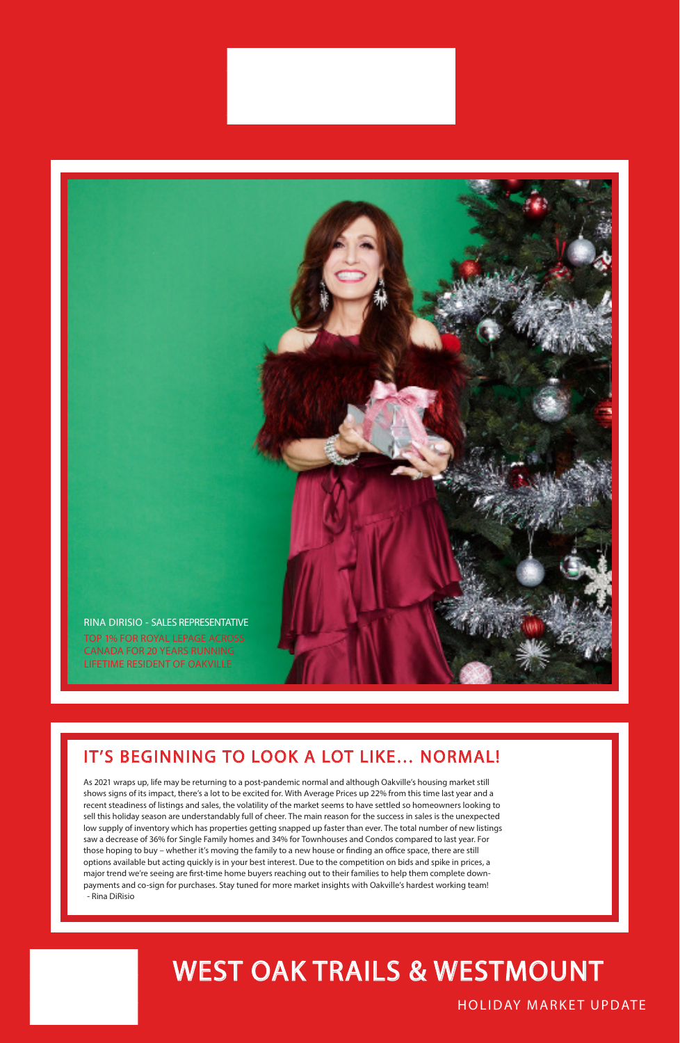RINA DIRISIO - SALES REPRESENTATIVE

TOP 1% FOR ROYAL LEPAGE ACROSS CANADA FOR 20 YEARS RUNNING

LIFETIME RESIDENT OF OAKVILLE

## IT'S BEGINNING TO LOOK A LOT LIKE... NORMAL!

As 2021 wraps up, life may be returning to a post-pandemic normal and although Oakville's housing market still shows signs of its impact, there's a lot to be excited for. With Average Prices up 22% from this time last year and a recent steadiness of listings and sales, the volatility of the market seems to have settled so homeowners looking to sell this holiday season are understandably full of cheer. The main reason for the success in sales is the unexpected low supply of inventory which has properties getting snapped up faster than ever. The total number of new listings saw a decrease of 36% for Single Family homes and 34% for Townhouses and Condos compared to last year. For those hoping to buy – whether it's moving the family to a new house or finding an office space, there are still options available but acting quickly is in your best interest. Due to the competition on bids and spike in prices, a major trend we're seeing are first-time home buyers reaching out to their families to help them complete down-payments and co-sign for purchases. Stay tuned for more market insights with Oakville's hardest working team!

- Rina DiRisio

# WEST OAK TRAILS & WESTMOUNT

HOLIDAY MARKET UPDATE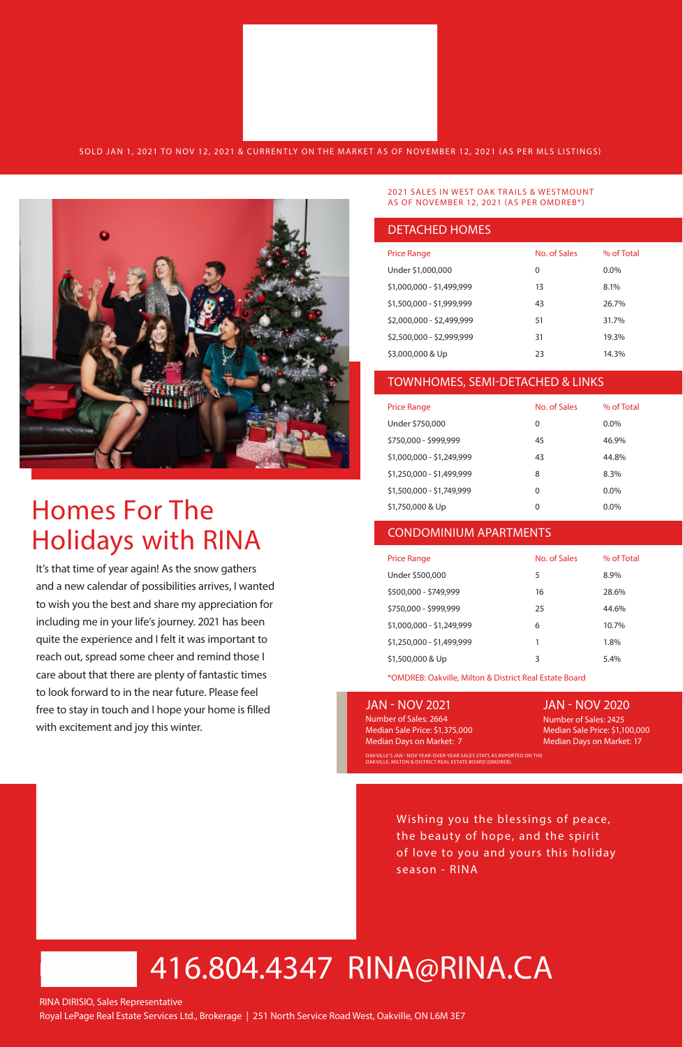SOLD JAN 1, 2021 TO NOV 12, 2021 & CURRENTLY ON THE MARKET AS OF NOVEMBER 12, 2021 (AS PER MLS LISTINGS)

# Homes For The Holidays with RINA

It's that time of year again! As the snow gathers and a new calendar of possibilities arrives, I wanted to wish you the best and share my appreciation for including me in your life's journey. 2021 has been quite the experience and I felt it was important to reach out, spread some cheer and remind those I care about that there are plenty of fantastic times to look forward to in the near future. Please feel free to stay in touch and I hope your home is filled with excitement and joy this winter.

2021 SALES IN WEST OAK TRAILS & WESTMOUNT
AS OF NOVEMBER 12, 2021 (AS PER OMDREB*)

## DETACHED HOMES

| Price Range | No. of Sales | % of Total |
|---|---|---|
| Under $1,000,000 | 0 | 0.0% |
| $1,000,000 - $1,499,999 | 13 | 8.1% |
| $1,500,000 - $1,999,999 | 43 | 26.7% |
| $2,000,000 - $2,499,999 | 51 | 31.7% |
| $2,500,000 - $2,999,999 | 31 | 19.3% |
| $3,000,000 & Up | 23 | 14.3% |

## TOWNHOMES, SEMI-DETACHED & LINKS

| Price Range | No. of Sales | % of Total |
|---|---|---|
| Under $750,000 | 0 | 0.0% |
| $750,000 - $999,999 | 45 | 46.9% |
| $1,000,000 - $1,249,999 | 43 | 44.8% |
| $1,250,000 - $1,499,999 | 8 | 8.3% |
| $1,500,000 - $1,749,999 | 0 | 0.0% |
| $1,750,000 & Up | 0 | 0.0% |

## CONDOMINIUM APARTMENTS

| Price Range | No. of Sales | % of Total |
|---|---|---|
| Under $500,000 | 5 | 8.9% |
| $500,000 - $749,999 | 16 | 28.6% |
| $750,000 - $999,999 | 25 | 44.6% |
| $1,000,000 - $1,249,999 | 6 | 10.7% |
| $1,250,000 - $1,499,999 | 1 | 1.8% |
| $1,500,000 & Up | 3 | 5.4% |

*OMDREB: Oakville, Milton & District Real Estate Board

### JAN - NOV 2021

Number of Sales: 2664
Median Sale Price: $1,375,000
Median Days on Market: 7

### JAN - NOV 2020

Number of Sales: 2425
Median Sale Price: $1,100,000
Median Days on Market: 17

OAKVILLE'S JAN - NOV YEAR-OVER-YEAR SALES STATS AS REPORTED ON THE OAKVILLE, MILTON & DISTRICT REAL ESTATE BOARD (OMDREB).

Wishing you the blessings of peace, the beauty of hope, and the spirit of love to you and yours this holiday season - RINA

# 416.804.4347 RINA@RINA.CA

RINA DIRISIO, Sales Representative
Royal LePage Real Estate Services Ltd., Brokerage | 251 North Service Road West, Oakville, ON L6M 3E7